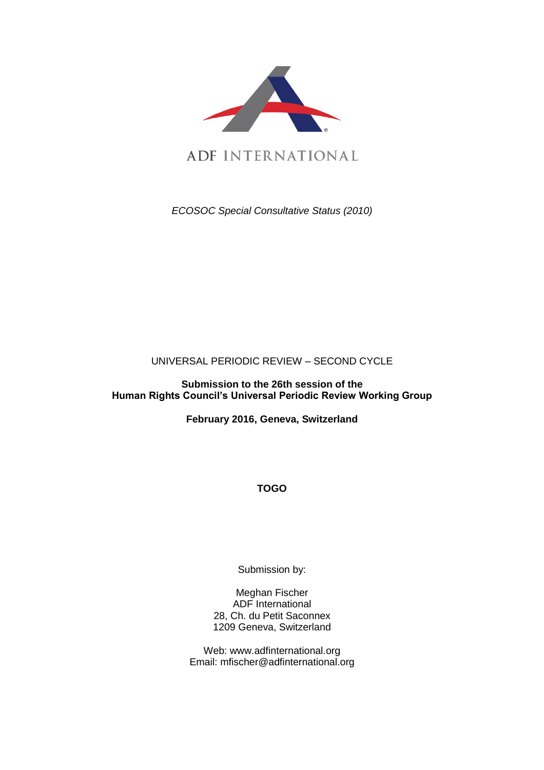ADF INTERNATIONAL

*ECOSOC Special Consultative Status (2010)*

UNIVERSAL PERIODIC REVIEW – SECOND CYCLE

**Submission to the 26th session of the Human Rights Council's Universal Periodic Review Working Group**

**February 2016, Geneva, Switzerland**

**TOGO**

Submission by:

Meghan Fischer
ADF International
28, Ch. du Petit Saconnex
1209 Geneva, Switzerland

Web: www.adfinternational.org
Email: mfischer@adfinternational.org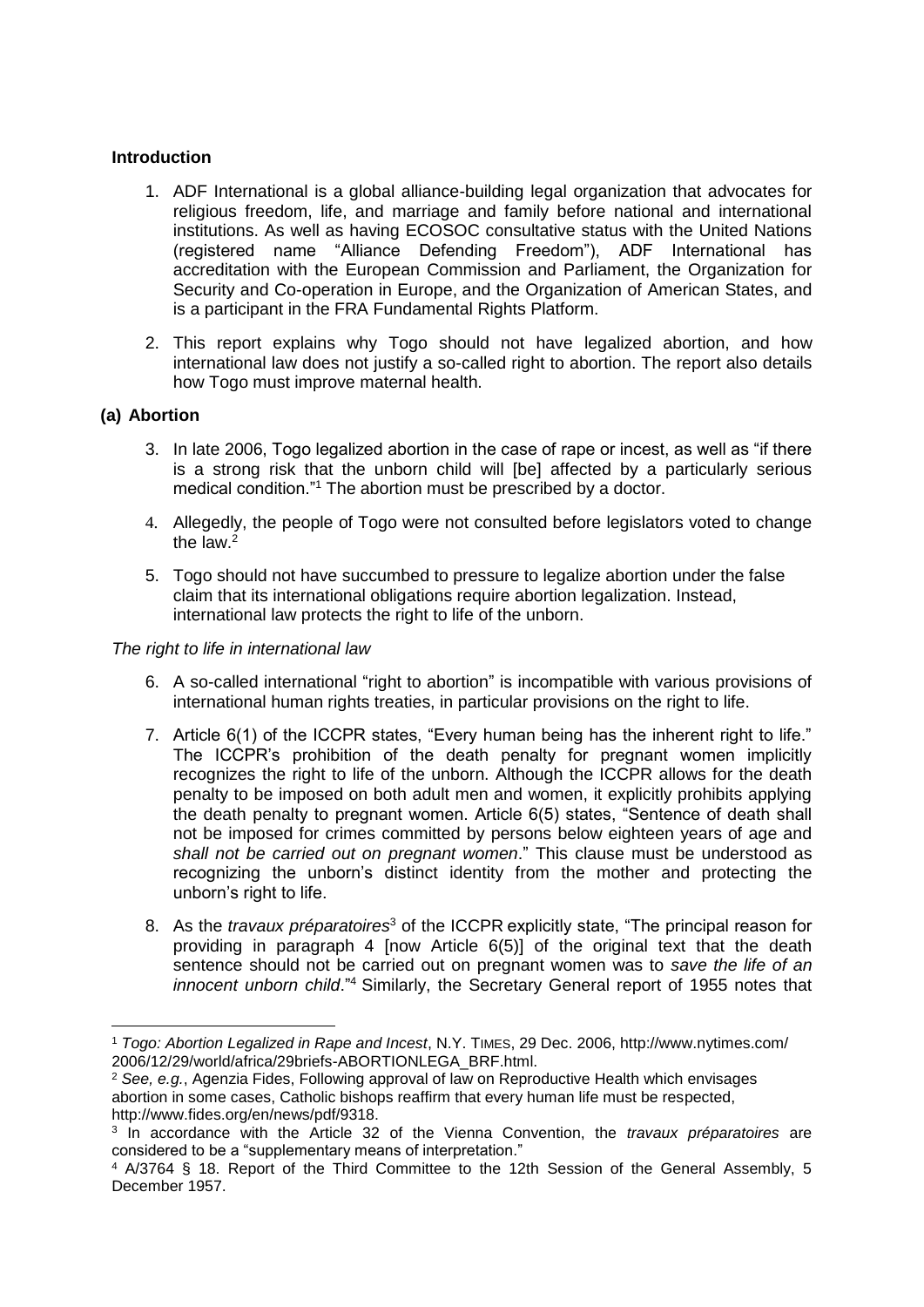## Introduction

1. ADF International is a global alliance-building legal organization that advocates for religious freedom, life, and marriage and family before national and international institutions. As well as having ECOSOC consultative status with the United Nations (registered name "Alliance Defending Freedom"), ADF International has accreditation with the European Commission and Parliament, the Organization for Security and Co-operation in Europe, and the Organization of American States, and is a participant in the FRA Fundamental Rights Platform.

2. This report explains why Togo should not have legalized abortion, and how international law does not justify a so-called right to abortion. The report also details how Togo must improve maternal health.

## (a) Abortion

3. In late 2006, Togo legalized abortion in the case of rape or incest, as well as "if there is a strong risk that the unborn child will [be] affected by a particularly serious medical condition."[1] The abortion must be prescribed by a doctor.

4. Allegedly, the people of Togo were not consulted before legislators voted to change the law.[2]

5. Togo should not have succumbed to pressure to legalize abortion under the false claim that its international obligations require abortion legalization. Instead, international law protects the right to life of the unborn.

*The right to life in international law*

6. A so-called international "right to abortion" is incompatible with various provisions of international human rights treaties, in particular provisions on the right to life.

7. Article 6(1) of the ICCPR states, "Every human being has the inherent right to life." The ICCPR's prohibition of the death penalty for pregnant women implicitly recognizes the right to life of the unborn. Although the ICCPR allows for the death penalty to be imposed on both adult men and women, it explicitly prohibits applying the death penalty to pregnant women. Article 6(5) states, "Sentence of death shall not be imposed for crimes committed by persons below eighteen years of age and *shall not be carried out on pregnant women*." This clause must be understood as recognizing the unborn's distinct identity from the mother and protecting the unborn's right to life.

8. As the *travaux préparatoires*[3] of the ICCPR explicitly state, "The principal reason for providing in paragraph 4 [now Article 6(5)] of the original text that the death sentence should not be carried out on pregnant women was to *save the life of an innocent unborn child*."[4] Similarly, the Secretary General report of 1955 notes that

---

[1] *Togo: Abortion Legalized in Rape and Incest*, N.Y. TIMES, 29 Dec. 2006, http://www.nytimes.com/2006/12/29/world/africa/29briefs-ABORTIONLEGA_BRF.html.

[2] *See, e.g.*, Agenzia Fides, Following approval of law on Reproductive Health which envisages abortion in some cases, Catholic bishops reaffirm that every human life must be respected, http://www.fides.org/en/news/pdf/9318.

[3] In accordance with the Article 32 of the Vienna Convention, the *travaux préparatoires* are considered to be a "supplementary means of interpretation."

[4] A/3764 § 18. Report of the Third Committee to the 12th Session of the General Assembly, 5 December 1957.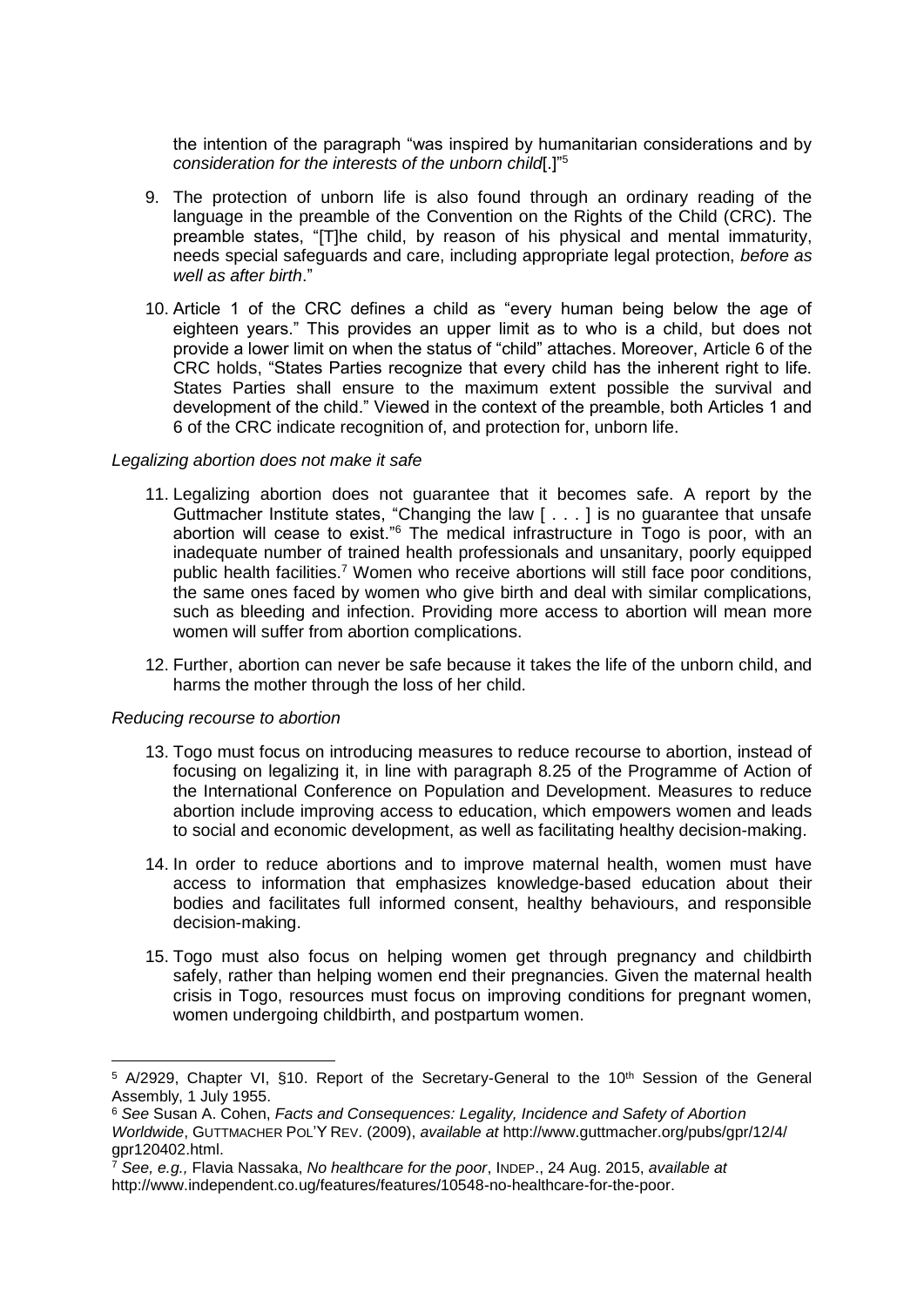the intention of the paragraph "was inspired by humanitarian considerations and by *consideration for the interests of the unborn child*[.]"[5]

9. The protection of unborn life is also found through an ordinary reading of the language in the preamble of the Convention on the Rights of the Child (CRC). The preamble states, "[T]he child, by reason of his physical and mental immaturity, needs special safeguards and care, including appropriate legal protection, *before as well as after birth*."

10. Article 1 of the CRC defines a child as "every human being below the age of eighteen years." This provides an upper limit as to who is a child, but does not provide a lower limit on when the status of "child" attaches. Moreover, Article 6 of the CRC holds, "States Parties recognize that every child has the inherent right to life. States Parties shall ensure to the maximum extent possible the survival and development of the child." Viewed in the context of the preamble, both Articles 1 and 6 of the CRC indicate recognition of, and protection for, unborn life.

*Legalizing abortion does not make it safe*

11. Legalizing abortion does not guarantee that it becomes safe. A report by the Guttmacher Institute states, "Changing the law [ . . . ] is no guarantee that unsafe abortion will cease to exist."[6] The medical infrastructure in Togo is poor, with an inadequate number of trained health professionals and unsanitary, poorly equipped public health facilities.[7] Women who receive abortions will still face poor conditions, the same ones faced by women who give birth and deal with similar complications, such as bleeding and infection. Providing more access to abortion will mean more women will suffer from abortion complications.

12. Further, abortion can never be safe because it takes the life of the unborn child, and harms the mother through the loss of her child.

*Reducing recourse to abortion*

13. Togo must focus on introducing measures to reduce recourse to abortion, instead of focusing on legalizing it, in line with paragraph 8.25 of the Programme of Action of the International Conference on Population and Development. Measures to reduce abortion include improving access to education, which empowers women and leads to social and economic development, as well as facilitating healthy decision-making.

14. In order to reduce abortions and to improve maternal health, women must have access to information that emphasizes knowledge-based education about their bodies and facilitates full informed consent, healthy behaviours, and responsible decision-making.

15. Togo must also focus on helping women get through pregnancy and childbirth safely, rather than helping women end their pregnancies. Given the maternal health crisis in Togo, resources must focus on improving conditions for pregnant women, women undergoing childbirth, and postpartum women.

---

[5] A/2929, Chapter VI, §10. Report of the Secretary-General to the 10th Session of the General Assembly, 1 July 1955.

[6] *See* Susan A. Cohen, *Facts and Consequences: Legality, Incidence and Safety of Abortion Worldwide*, GUTTMACHER POL'Y REV. (2009), *available at* http://www.guttmacher.org/pubs/gpr/12/4/gpr120402.html.

[7] *See, e.g.,* Flavia Nassaka, *No healthcare for the poor*, INDEP., 24 Aug. 2015, *available at* http://www.independent.co.ug/features/features/10548-no-healthcare-for-the-poor.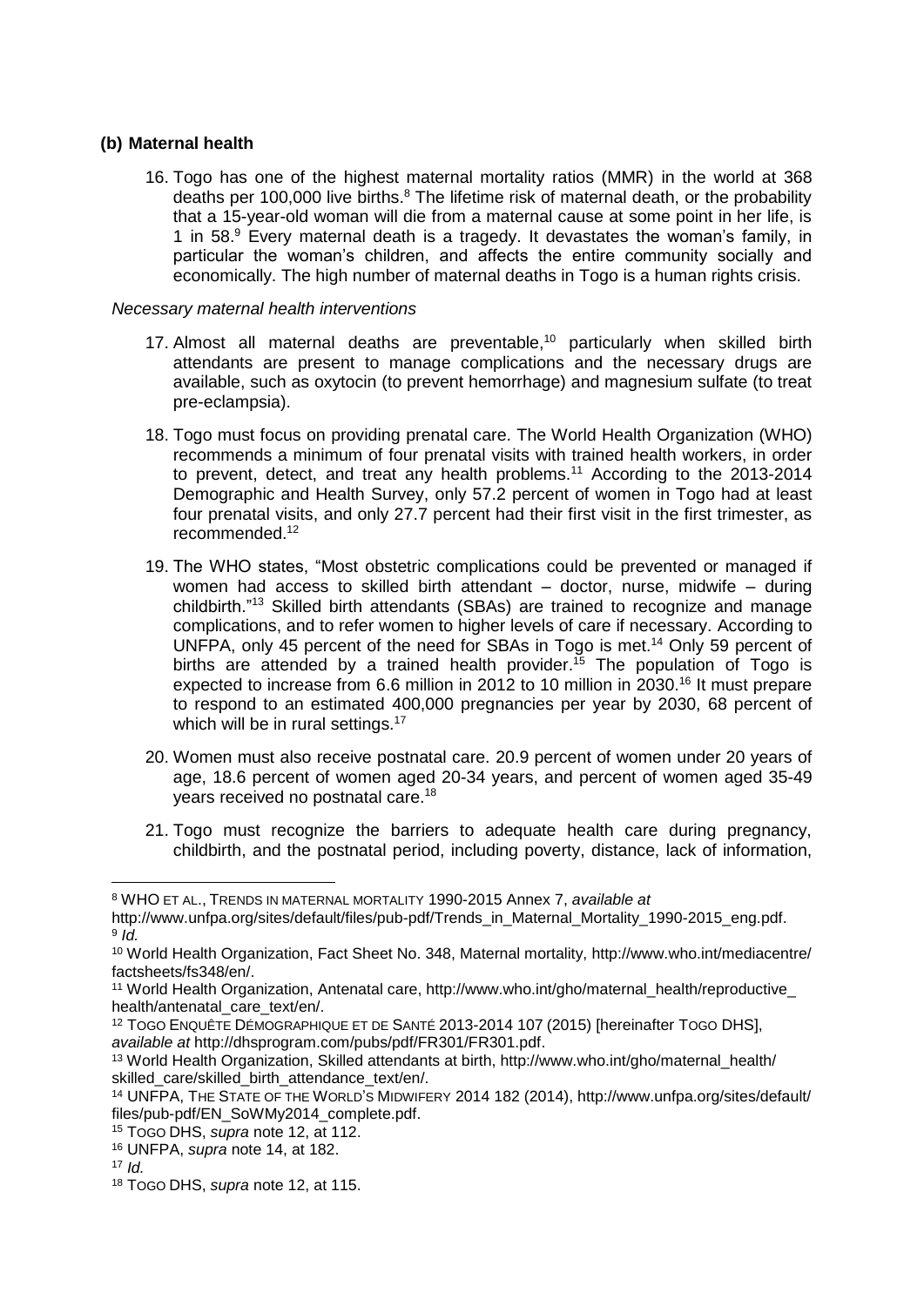### (b) Maternal health

16. Togo has one of the highest maternal mortality ratios (MMR) in the world at 368 deaths per 100,000 live births.[8] The lifetime risk of maternal death, or the probability that a 15-year-old woman will die from a maternal cause at some point in her life, is 1 in 58.[9] Every maternal death is a tragedy. It devastates the woman's family, in particular the woman's children, and affects the entire community socially and economically. The high number of maternal deaths in Togo is a human rights crisis.

*Necessary maternal health interventions*

17. Almost all maternal deaths are preventable,[10] particularly when skilled birth attendants are present to manage complications and the necessary drugs are available, such as oxytocin (to prevent hemorrhage) and magnesium sulfate (to treat pre-eclampsia).

18. Togo must focus on providing prenatal care. The World Health Organization (WHO) recommends a minimum of four prenatal visits with trained health workers, in order to prevent, detect, and treat any health problems.[11] According to the 2013-2014 Demographic and Health Survey, only 57.2 percent of women in Togo had at least four prenatal visits, and only 27.7 percent had their first visit in the first trimester, as recommended.[12]

19. The WHO states, "Most obstetric complications could be prevented or managed if women had access to skilled birth attendant – doctor, nurse, midwife – during childbirth."[13] Skilled birth attendants (SBAs) are trained to recognize and manage complications, and to refer women to higher levels of care if necessary. According to UNFPA, only 45 percent of the need for SBAs in Togo is met.[14] Only 59 percent of births are attended by a trained health provider.[15] The population of Togo is expected to increase from 6.6 million in 2012 to 10 million in 2030.[16] It must prepare to respond to an estimated 400,000 pregnancies per year by 2030, 68 percent of which will be in rural settings.[17]

20. Women must also receive postnatal care. 20.9 percent of women under 20 years of age, 18.6 percent of women aged 20-34 years, and percent of women aged 35-49 years received no postnatal care.[18]

21. Togo must recognize the barriers to adequate health care during pregnancy, childbirth, and the postnatal period, including poverty, distance, lack of information,

---

[8] WHO ET AL., TRENDS IN MATERNAL MORTALITY 1990-2015 Annex 7, *available at* http://www.unfpa.org/sites/default/files/pub-pdf/Trends_in_Maternal_Mortality_1990-2015_eng.pdf.

[9] *Id.*

[10] World Health Organization, Fact Sheet No. 348, Maternal mortality, http://www.who.int/mediacentre/factsheets/fs348/en/.

[11] World Health Organization, Antenatal care, http://www.who.int/gho/maternal_health/reproductive_health/antenatal_care_text/en/.

[12] TOGO ENQUÊTE DÉMOGRAPHIQUE ET DE SANTÉ 2013-2014 107 (2015) [hereinafter TOGO DHS], *available at* http://dhsprogram.com/pubs/pdf/FR301/FR301.pdf.

[13] World Health Organization, Skilled attendants at birth, http://www.who.int/gho/maternal_health/skilled_care/skilled_birth_attendance_text/en/.

[14] UNFPA, THE STATE OF THE WORLD'S MIDWIFERY 2014 182 (2014), http://www.unfpa.org/sites/default/files/pub-pdf/EN_SoWMy2014_complete.pdf.

[15] TOGO DHS, *supra* note 12, at 112.

[16] UNFPA, *supra* note 14, at 182.

[17] *Id.*

[18] TOGO DHS, *supra* note 12, at 115.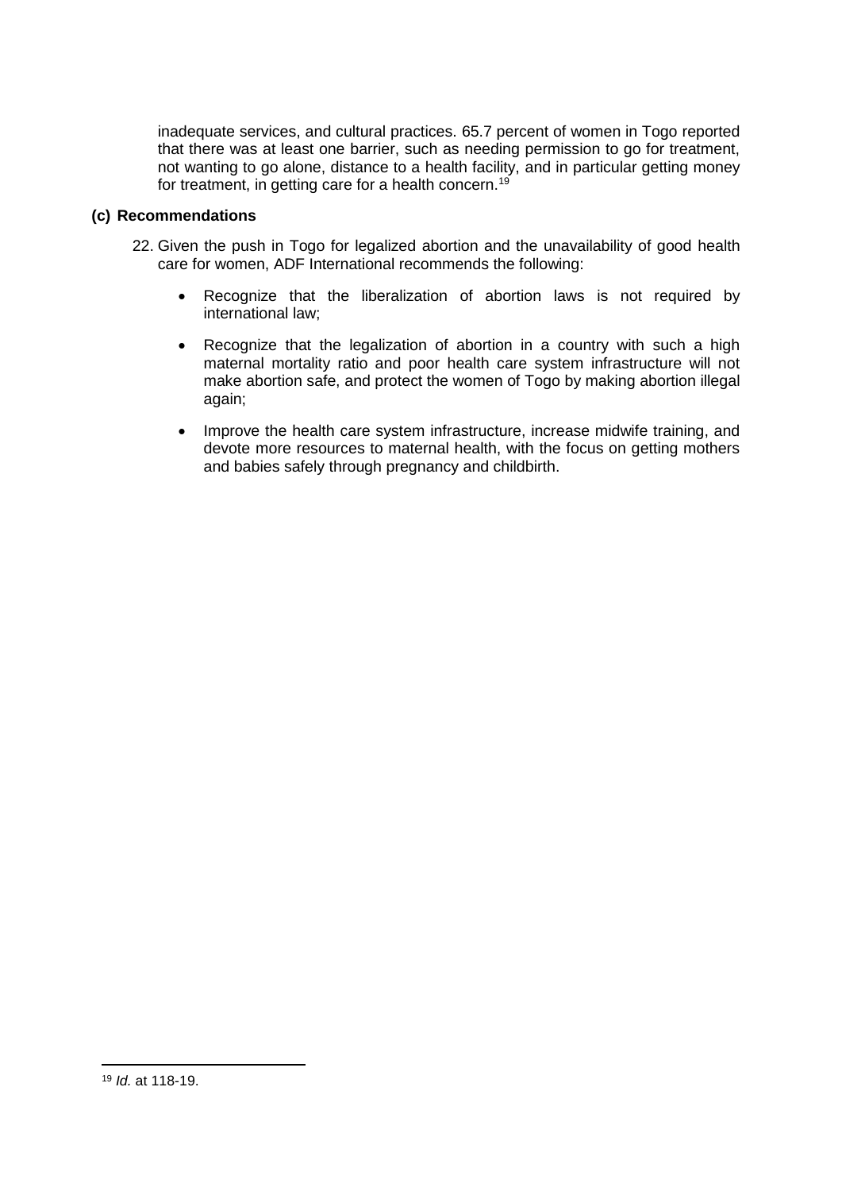inadequate services, and cultural practices. 65.7 percent of women in Togo reported that there was at least one barrier, such as needing permission to go for treatment, not wanting to go alone, distance to a health facility, and in particular getting money for treatment, in getting care for a health concern.[19]

**(c) Recommendations**

22. Given the push in Togo for legalized abortion and the unavailability of good health care for women, ADF International recommends the following:

- Recognize that the liberalization of abortion laws is not required by international law;
- Recognize that the legalization of abortion in a country with such a high maternal mortality ratio and poor health care system infrastructure will not make abortion safe, and protect the women of Togo by making abortion illegal again;
- Improve the health care system infrastructure, increase midwife training, and devote more resources to maternal health, with the focus on getting mothers and babies safely through pregnancy and childbirth.

---

[19] *Id.* at 118-19.